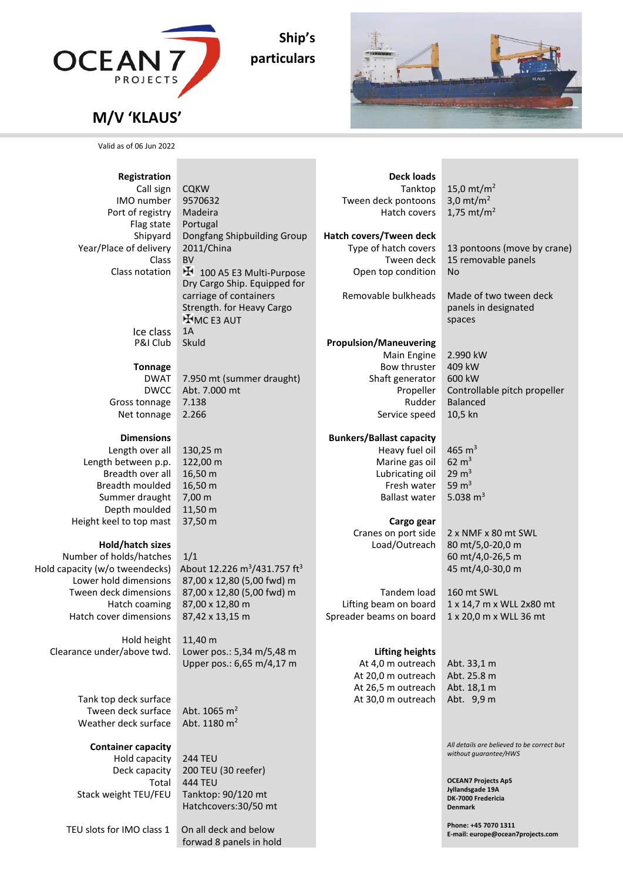# M/V 'KLAUS'

## Ship's particulars

Valid as of 06 Jun 2022

| **Registration** | |
|---|---|
| Call sign | CQKW |
| IMO number | 9570632 |
| Port of registry | Madeira |
| Flag state | Portugal |
| Shipyard | Dongfang Shipbuilding Group |
| Year/Place of delivery | 2011/China |
| Class | BV |
| Class notation | ✠ 100 A5 E3 Multi-Purpose Dry Cargo Ship. Equipped for carriage of containers Strength. for Heavy Cargo ✠MC E3 AUT |
| Ice class | 1A |
| P&I Club | Skuld |

| **Tonnage** | |
|---|---|
| DWAT | 7.950 mt (summer draught) |
| DWCC | Abt. 7.000 mt |
| Gross tonnage | 7.138 |
| Net tonnage | 2.266 |

| **Dimensions** | |
|---|---|
| Length over all | 130,25 m |
| Length between p.p. | 122,00 m |
| Breadth over all | 16,50 m |
| Breadth moulded | 16,50 m |
| Summer draught | 7,00 m |
| Depth moulded | 11,50 m |
| Height keel to top mast | 37,50 m |

| **Hold/hatch sizes** | |
|---|---|
| Number of holds/hatches | 1/1 |
| Hold capacity (w/o tweendecks) | About 12.226 m$^3$/431.757 ft$^3$ |
| Lower hold dimensions | 87,00 x 12,80 (5,00 fwd) m |
| Tween deck dimensions | 87,00 x 12,80 (5,00 fwd) m |
| Hatch coaming | 87,00 x 12,80 m |
| Hatch cover dimensions | 87,42 x 13,15 m |
| Hold height | 11,40 m |
| Clearance under/above twd. | Lower pos.: 5,34 m/5,48 m<br>Upper pos.: 6,65 m/4,17 m |
| Tank top deck surface | |
| Tween deck surface | Abt. 1065 m$^2$ |
| Weather deck surface | Abt. 1180 m$^2$ |

| **Container capacity** | |
|---|---|
| Hold capacity | 244 TEU |
| Deck capacity | 200 TEU (30 reefer) |
| Total | 444 TEU |
| Stack weight TEU/FEU | Tanktop: 90/120 mt<br>Hatchcovers:30/50 mt |
| TEU slots for IMO class 1 | On all deck and below forwad 8 panels in hold |

| **Deck loads** | |
|---|---|
| Tanktop | 15,0 mt/m$^2$ |
| Tween deck pontoons | 3,0 mt/m$^2$ |
| Hatch covers | 1,75 mt/m$^2$ |

| **Hatch covers/Tween deck** | |
|---|---|
| Type of hatch covers | 13 pontoons (move by crane) |
| Tween deck | 15 removable panels |
| Open top condition | No |
| Removable bulkheads | Made of two tween deck panels in designated spaces |

| **Propulsion/Maneuvering** | |
|---|---|
| Main Engine | 2.990 kW |
| Bow thruster | 409 kW |
| Shaft generator | 600 kW |
| Propeller | Controllable pitch propeller |
| Rudder | Balanced |
| Service speed | 10,5 kn |

| **Bunkers/Ballast capacity** | |
|---|---|
| Heavy fuel oil | 465 m$^3$ |
| Marine gas oil | 62 m$^3$ |
| Lubricating oil | 29 m$^3$ |
| Fresh water | 59 m$^3$ |
| Ballast water | 5.038 m$^3$ |

| **Cargo gear** | |
|---|---|
| Cranes on port side | 2 x NMF x 80 mt SWL |
| Load/Outreach | 80 mt/5,0-20,0 m<br>60 mt/4,0-26,5 m<br>45 mt/4,0-30,0 m |
| Tandem load | 160 mt SWL |
| Lifting beam on board | 1 x 14,7 m x WLL 2x80 mt |
| Spreader beams on board | 1 x 20,0 m x WLL 36 mt |

| **Lifting heights** | |
|---|---|
| At 4,0 m outreach | Abt. 33,1 m |
| At 20,0 m outreach | Abt. 25.8 m |
| At 26,5 m outreach | Abt. 18,1 m |
| At 30,0 m outreach | Abt. 9,9 m |

*All details are believed to be correct but without guarantee/HWS*

**OCEAN7 Projects ApS**
**Jyllandsgade 19A**
**DK-7000 Fredericia**
**Denmark**

**Phone: +45 7070 1311**
**E-mail: europe@ocean7projects.com**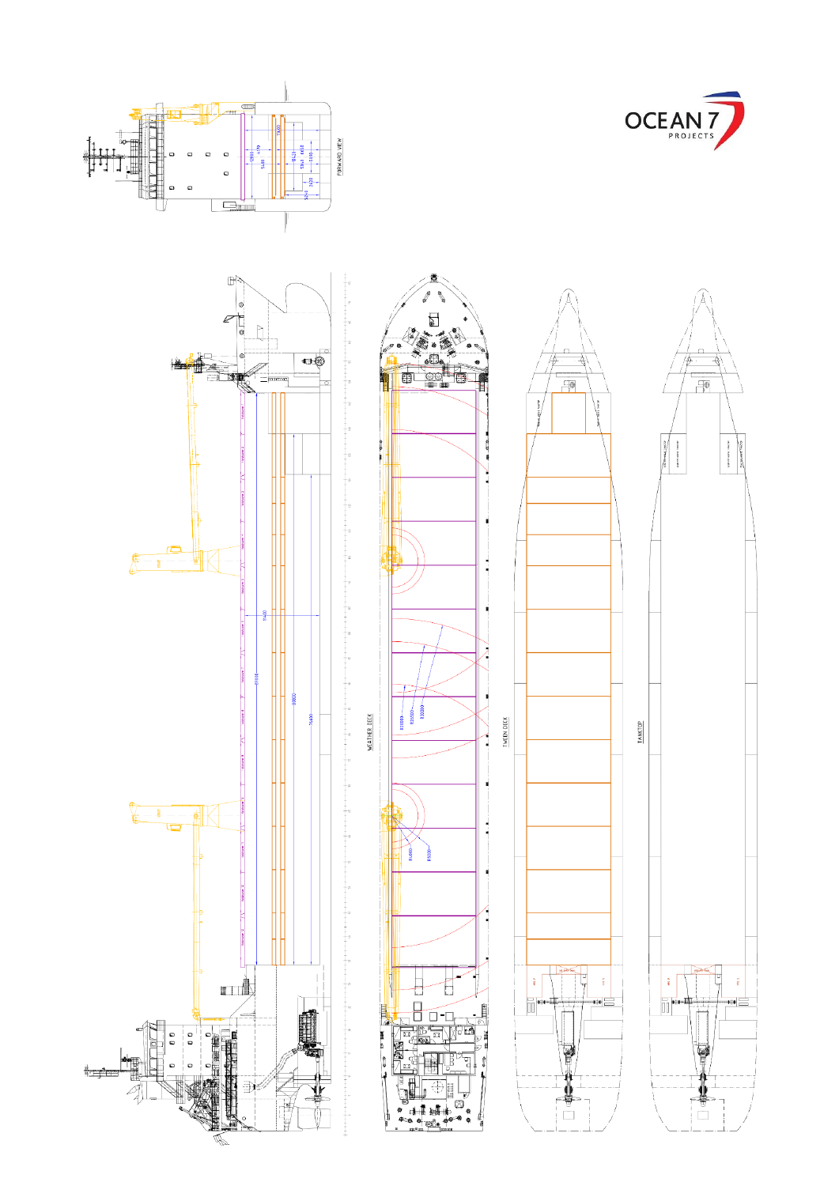OCEAN 7
PROJECTS

FORWARD VIEW

WEATHER DECK

TWEEN DECK

TANKTOP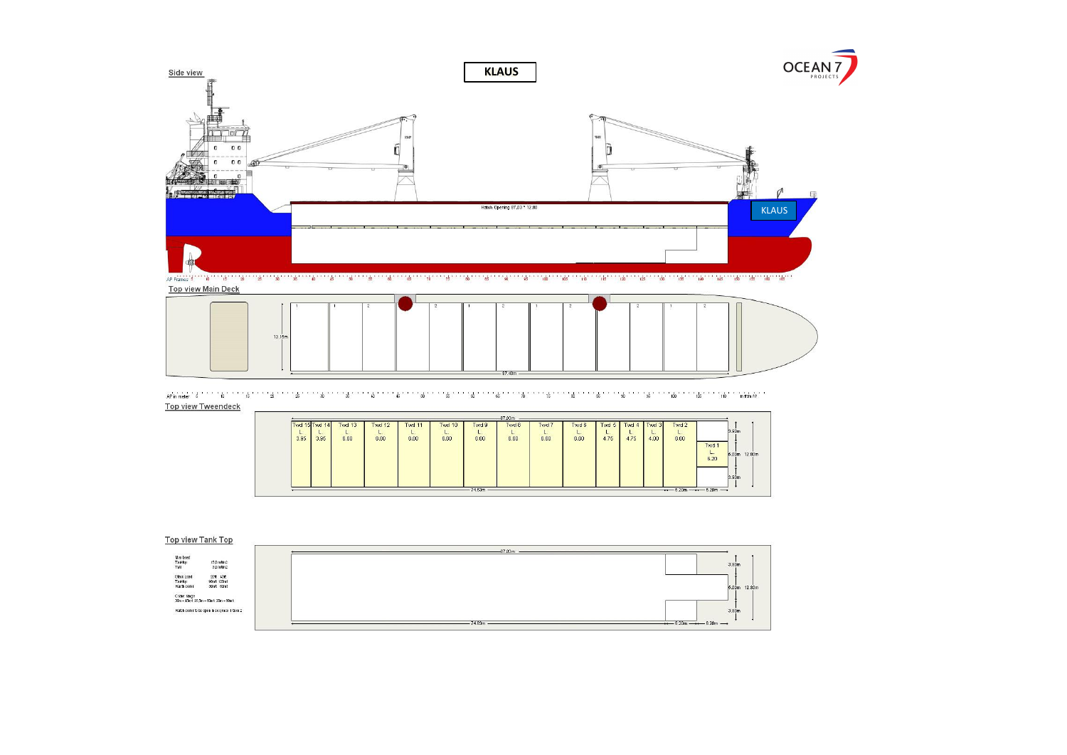KLAUS

OCEAN 7 PROJECTS

Side view

Hatch Opening 87,03 * 12,80

KLAUS

Top view Main Deck

13.15m

87.43m

Top view Tweendeck

87.00m

| Twd 15 | Twd 14 | Twd 13 | Twd 12 | Twd 11 | Twd 10 | Twd 9 | Twd 8 | Twd 7 | Twd 6 | Twd 5 | Twd 4 | Twd 3 | Twd 2 | Twd 1 |
|---|---|---|---|---|---|---|---|---|---|---|---|---|---|---|
| L. 3.95 | L. 3.95 | L. 6.60 | L. 6.60 | L. 6.60 | L. 6.60 | L. 6.60 | L. 6.60 | L. 6.60 | L. 6.60 | L. 4.75 | L. 4.75 | L. 4.00 | L. 6.60 | L. 6.20 |

3.50m

6.00m 12.80m

3.30m

74.63m

6.20m

6.20m

Top view Tank Top

87.00m

3.30m

6.00m 12.80m

3.30m

74.63m

6.20m

6.20m

Max load
Tanktop 15.0 mt/m2
Twd 3.0 mt/m2

Stool Load 20ft 40ft
Tanktop 60mt 120mt
Hatch cover 30mt 60mt

Cover Range
30m – 45mt 20.2m – 60mt 20m – 60mt

Hatch cover to be open in sequence 1 to m 2